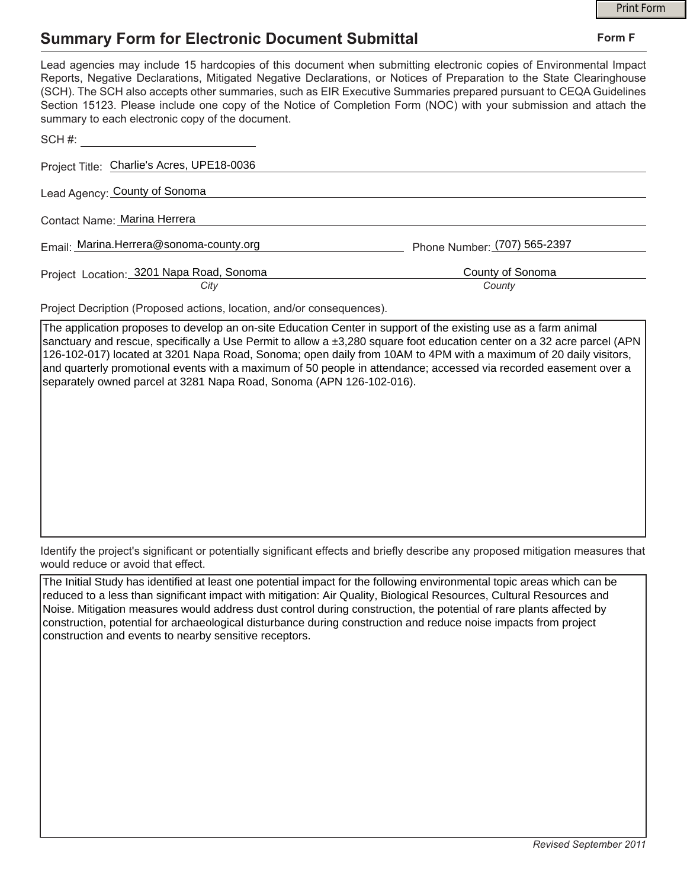# Summary Form for Electronic Document Submittal

**Form F**

Lead agencies may include 15 hardcopies of this document when submitting electronic copies of Environmental Impact Reports, Negative Declarations, Mitigated Negative Declarations, or Notices of Preparation to the State Clearinghouse (SCH). The SCH also accepts other summaries, such as EIR Executive Summaries prepared pursuant to CEQA Guidelines Section 15123. Please include one copy of the Notice of Completion Form (NOC) with your submission and attach the summary to each electronic copy of the document.

SCH #: 

Project Title: Charlie's Acres, UPE18-0036

Lead Agency: County of Sonoma

Contact Name: Marina Herrera

Email: Marina.Herrera@sonoma-county.org

Phone Number: (707) 565-2397

Project Location: 3201 Napa Road, Sonoma (*City*) — County of Sonoma (*County*)

Project Decription (Proposed actions, location, and/or consequences).

The application proposes to develop an on-site Education Center in support of the existing use as a farm animal sanctuary and rescue, specifically a Use Permit to allow a ±3,280 square foot education center on a 32 acre parcel (APN 126-102-017) located at 3201 Napa Road, Sonoma; open daily from 10AM to 4PM with a maximum of 20 daily visitors, and quarterly promotional events with a maximum of 50 people in attendance; accessed via recorded easement over a separately owned parcel at 3281 Napa Road, Sonoma (APN 126-102-016).

Identify the project's significant or potentially significant effects and briefly describe any proposed mitigation measures that would reduce or avoid that effect.

The Initial Study has identified at least one potential impact for the following environmental topic areas which can be reduced to a less than significant impact with mitigation: Air Quality, Biological Resources, Cultural Resources and Noise. Mitigation measures would address dust control during construction, the potential of rare plants affected by construction, potential for archaeological disturbance during construction and reduce noise impacts from project construction and events to nearby sensitive receptors.

*Revised September 2011*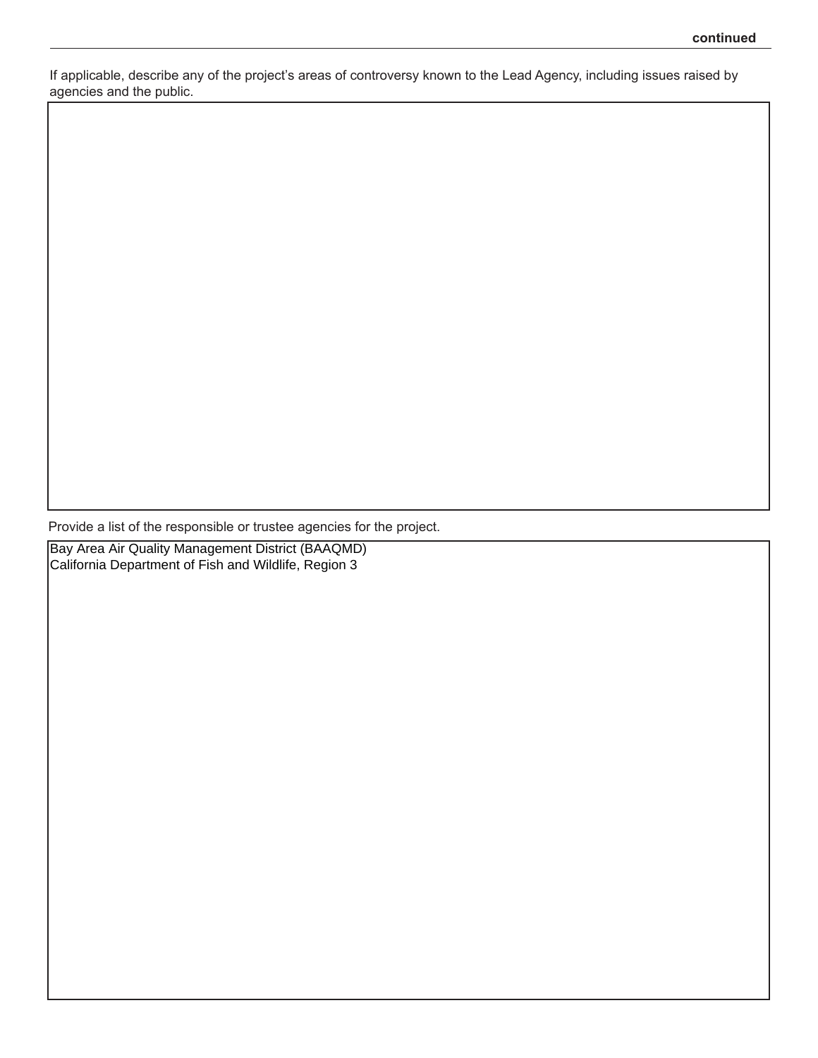If applicable, describe any of the project's areas of controversy known to the Lead Agency, including issues raised by agencies and the public.

Provide a list of the responsible or trustee agencies for the project.

Bay Area Air Quality Management District (BAAQMD)
California Department of Fish and Wildlife, Region 3